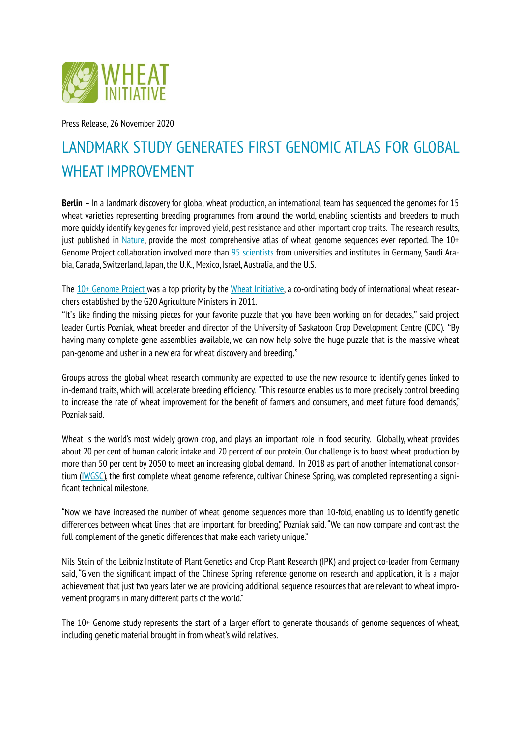WHEAT INITIATIVE

Press Release, 26 November 2020

# LANDMARK STUDY GENERATES FIRST GENOMIC ATLAS FOR GLOBAL WHEAT IMPROVEMENT

**Berlin** – In a landmark discovery for global wheat production, an international team has sequenced the genomes for 15 wheat varieties representing breeding programmes from around the world, enabling scientists and breeders to much more quickly identify key genes for improved yield, pest resistance and other important crop traits. The research results, just published in Nature, provide the most comprehensive atlas of wheat genome sequences ever reported. The 10+ Genome Project collaboration involved more than 95 scientists from universities and institutes in Germany, Saudi Arabia, Canada, Switzerland, Japan, the U.K., Mexico, Israel, Australia, and the U.S.

The 10+ Genome Project was a top priority by the Wheat Initiative, a co-ordinating body of international wheat researchers established by the G20 Agriculture Ministers in 2011.

"It's like finding the missing pieces for your favorite puzzle that you have been working on for decades," said project leader Curtis Pozniak, wheat breeder and director of the University of Saskatoon Crop Development Centre (CDC). "By having many complete gene assemblies available, we can now help solve the huge puzzle that is the massive wheat pan-genome and usher in a new era for wheat discovery and breeding."

Groups across the global wheat research community are expected to use the new resource to identify genes linked to in-demand traits, which will accelerate breeding efficiency. "This resource enables us to more precisely control breeding to increase the rate of wheat improvement for the benefit of farmers and consumers, and meet future food demands," Pozniak said.

Wheat is the world's most widely grown crop, and plays an important role in food security. Globally, wheat provides about 20 per cent of human caloric intake and 20 percent of our protein. Our challenge is to boost wheat production by more than 50 per cent by 2050 to meet an increasing global demand. In 2018 as part of another international consortium (IWGSC), the first complete wheat genome reference, cultivar Chinese Spring, was completed representing a significant technical milestone.

"Now we have increased the number of wheat genome sequences more than 10-fold, enabling us to identify genetic differences between wheat lines that are important for breeding," Pozniak said. "We can now compare and contrast the full complement of the genetic differences that make each variety unique."

Nils Stein of the Leibniz Institute of Plant Genetics and Crop Plant Research (IPK) and project co-leader from Germany said, "Given the significant impact of the Chinese Spring reference genome on research and application, it is a major achievement that just two years later we are providing additional sequence resources that are relevant to wheat improvement programs in many different parts of the world."

The 10+ Genome study represents the start of a larger effort to generate thousands of genome sequences of wheat, including genetic material brought in from wheat's wild relatives.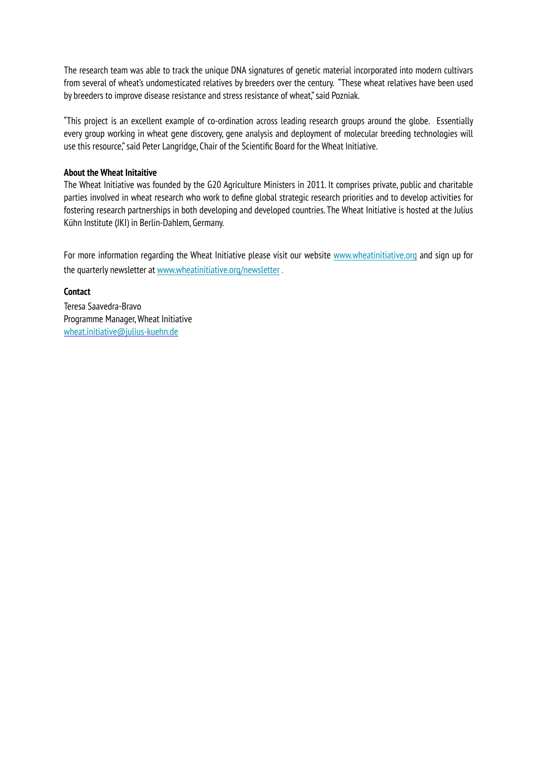The research team was able to track the unique DNA signatures of genetic material incorporated into modern cultivars from several of wheat's undomesticated relatives by breeders over the century. "These wheat relatives have been used by breeders to improve disease resistance and stress resistance of wheat," said Pozniak.

"This project is an excellent example of co-ordination across leading research groups around the globe. Essentially every group working in wheat gene discovery, gene analysis and deployment of molecular breeding technologies will use this resource," said Peter Langridge, Chair of the Scientific Board for the Wheat Initiative.

**About the Wheat Initaitive**

The Wheat Initiative was founded by the G20 Agriculture Ministers in 2011. It comprises private, public and charitable parties involved in wheat research who work to define global strategic research priorities and to develop activities for fostering research partnerships in both developing and developed countries. The Wheat Initiative is hosted at the Julius Kühn Institute (JKI) in Berlin-Dahlem, Germany.

For more information regarding the Wheat Initiative please visit our website www.wheatinitiative.org and sign up for the quarterly newsletter at www.wheatinitiative.org/newsletter .

**Contact**

Teresa Saavedra-Bravo
Programme Manager, Wheat Initiative
wheat.initiative@julius-kuehn.de